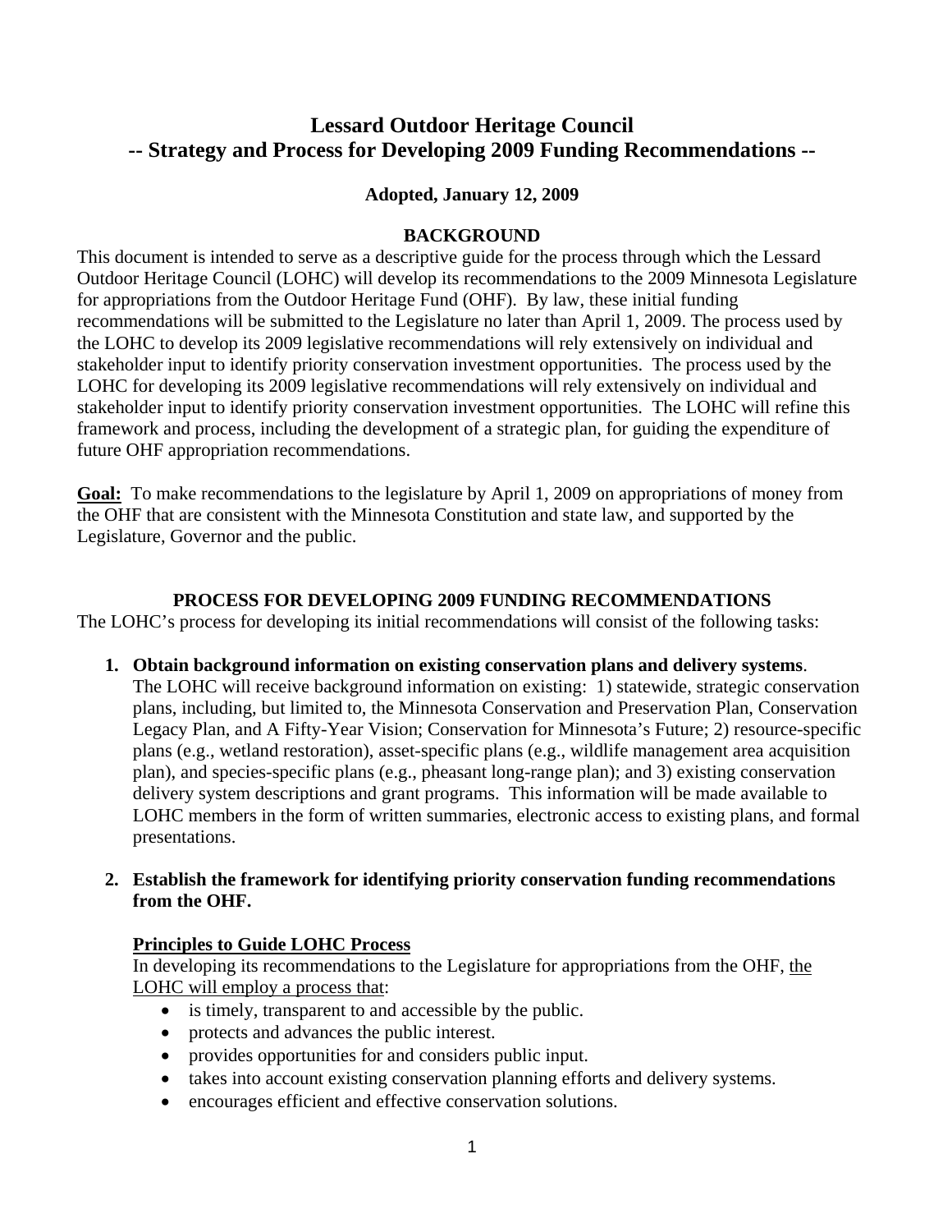# Lessard Outdoor Heritage Council
## -- Strategy and Process for Developing 2009 Funding Recommendations --

**Adopted, January 12, 2009**

### BACKGROUND

This document is intended to serve as a descriptive guide for the process through which the Lessard Outdoor Heritage Council (LOHC) will develop its recommendations to the 2009 Minnesota Legislature for appropriations from the Outdoor Heritage Fund (OHF). By law, these initial funding recommendations will be submitted to the Legislature no later than April 1, 2009. The process used by the LOHC to develop its 2009 legislative recommendations will rely extensively on individual and stakeholder input to identify priority conservation investment opportunities. The process used by the LOHC for developing its 2009 legislative recommendations will rely extensively on individual and stakeholder input to identify priority conservation investment opportunities. The LOHC will refine this framework and process, including the development of a strategic plan, for guiding the expenditure of future OHF appropriation recommendations.

**Goal:** To make recommendations to the legislature by April 1, 2009 on appropriations of money from the OHF that are consistent with the Minnesota Constitution and state law, and supported by the Legislature, Governor and the public.

### PROCESS FOR DEVELOPING 2009 FUNDING RECOMMENDATIONS

The LOHC's process for developing its initial recommendations will consist of the following tasks:

1. **Obtain background information on existing conservation plans and delivery systems**. The LOHC will receive background information on existing: 1) statewide, strategic conservation plans, including, but limited to, the Minnesota Conservation and Preservation Plan, Conservation Legacy Plan, and A Fifty-Year Vision; Conservation for Minnesota's Future; 2) resource-specific plans (e.g., wetland restoration), asset-specific plans (e.g., wildlife management area acquisition plan), and species-specific plans (e.g., pheasant long-range plan); and 3) existing conservation delivery system descriptions and grant programs. This information will be made available to LOHC members in the form of written summaries, electronic access to existing plans, and formal presentations.

2. **Establish the framework for identifying priority conservation funding recommendations from the OHF.**

   **Principles to Guide LOHC Process**

   In developing its recommendations to the Legislature for appropriations from the OHF, the LOHC will employ a process that:

   - is timely, transparent to and accessible by the public.
   - protects and advances the public interest.
   - provides opportunities for and considers public input.
   - takes into account existing conservation planning efforts and delivery systems.
   - encourages efficient and effective conservation solutions.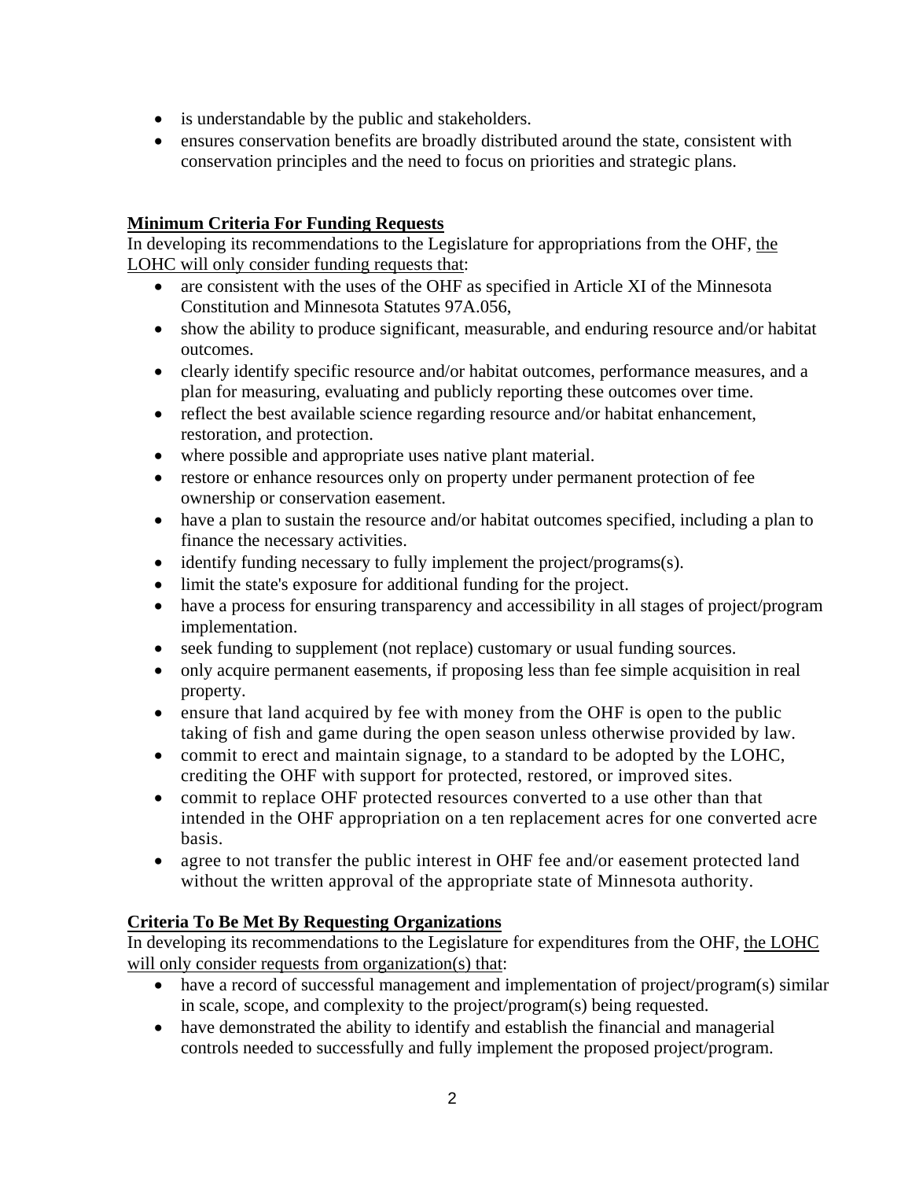- is understandable by the public and stakeholders.
- ensures conservation benefits are broadly distributed around the state, consistent with conservation principles and the need to focus on priorities and strategic plans.

**Minimum Criteria For Funding Requests**

In developing its recommendations to the Legislature for appropriations from the OHF, the LOHC will only consider funding requests that:

- are consistent with the uses of the OHF as specified in Article XI of the Minnesota Constitution and Minnesota Statutes 97A.056,
- show the ability to produce significant, measurable, and enduring resource and/or habitat outcomes.
- clearly identify specific resource and/or habitat outcomes, performance measures, and a plan for measuring, evaluating and publicly reporting these outcomes over time.
- reflect the best available science regarding resource and/or habitat enhancement, restoration, and protection.
- where possible and appropriate uses native plant material.
- restore or enhance resources only on property under permanent protection of fee ownership or conservation easement.
- have a plan to sustain the resource and/or habitat outcomes specified, including a plan to finance the necessary activities.
- identify funding necessary to fully implement the project/programs(s).
- limit the state's exposure for additional funding for the project.
- have a process for ensuring transparency and accessibility in all stages of project/program implementation.
- seek funding to supplement (not replace) customary or usual funding sources.
- only acquire permanent easements, if proposing less than fee simple acquisition in real property.
- ensure that land acquired by fee with money from the OHF is open to the public taking of fish and game during the open season unless otherwise provided by law.
- commit to erect and maintain signage, to a standard to be adopted by the LOHC, crediting the OHF with support for protected, restored, or improved sites.
- commit to replace OHF protected resources converted to a use other than that intended in the OHF appropriation on a ten replacement acres for one converted acre basis.
- agree to not transfer the public interest in OHF fee and/or easement protected land without the written approval of the appropriate state of Minnesota authority.

**Criteria To Be Met By Requesting Organizations**

In developing its recommendations to the Legislature for expenditures from the OHF, the LOHC will only consider requests from organization(s) that:

- have a record of successful management and implementation of project/program(s) similar in scale, scope, and complexity to the project/program(s) being requested.
- have demonstrated the ability to identify and establish the financial and managerial controls needed to successfully and fully implement the proposed project/program.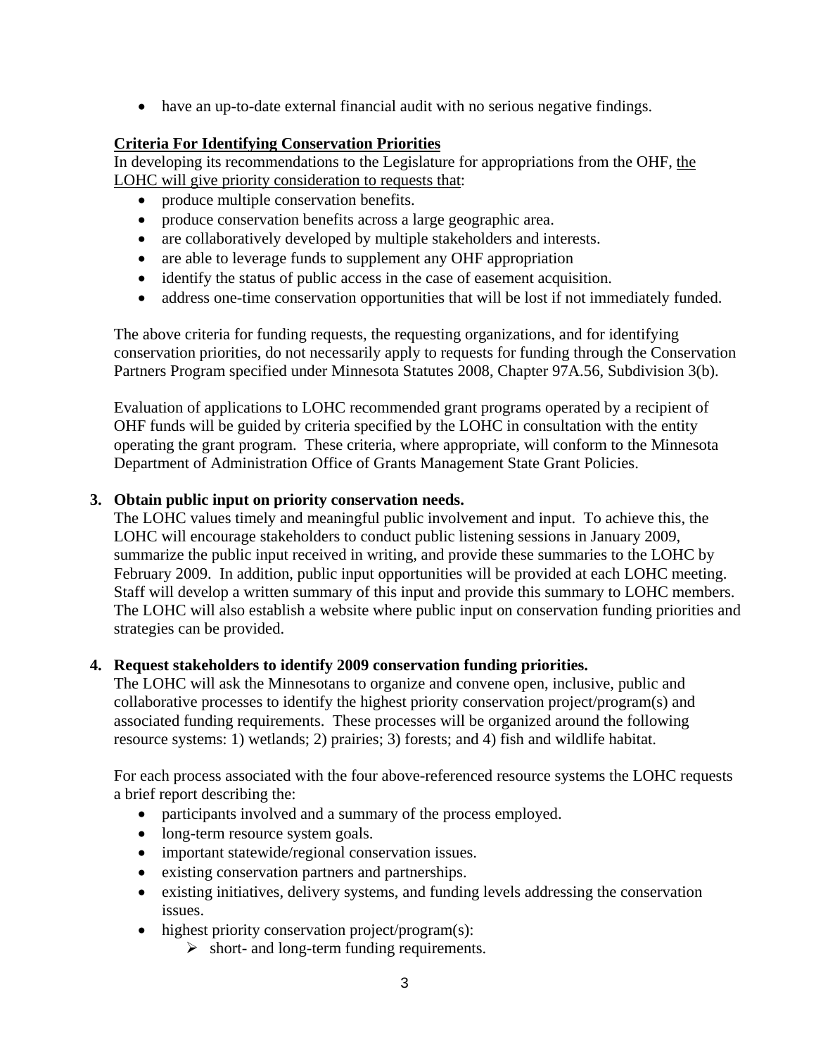- have an up-to-date external financial audit with no serious negative findings.

**Criteria For Identifying Conservation Priorities**

In developing its recommendations to the Legislature for appropriations from the OHF, the LOHC will give priority consideration to requests that:

- produce multiple conservation benefits.
- produce conservation benefits across a large geographic area.
- are collaboratively developed by multiple stakeholders and interests.
- are able to leverage funds to supplement any OHF appropriation
- identify the status of public access in the case of easement acquisition.
- address one-time conservation opportunities that will be lost if not immediately funded.

The above criteria for funding requests, the requesting organizations, and for identifying conservation priorities, do not necessarily apply to requests for funding through the Conservation Partners Program specified under Minnesota Statutes 2008, Chapter 97A.56, Subdivision 3(b).

Evaluation of applications to LOHC recommended grant programs operated by a recipient of OHF funds will be guided by criteria specified by the LOHC in consultation with the entity operating the grant program. These criteria, where appropriate, will conform to the Minnesota Department of Administration Office of Grants Management State Grant Policies.

**3. Obtain public input on priority conservation needs.**

The LOHC values timely and meaningful public involvement and input. To achieve this, the LOHC will encourage stakeholders to conduct public listening sessions in January 2009, summarize the public input received in writing, and provide these summaries to the LOHC by February 2009. In addition, public input opportunities will be provided at each LOHC meeting. Staff will develop a written summary of this input and provide this summary to LOHC members. The LOHC will also establish a website where public input on conservation funding priorities and strategies can be provided.

**4. Request stakeholders to identify 2009 conservation funding priorities.**

The LOHC will ask the Minnesotans to organize and convene open, inclusive, public and collaborative processes to identify the highest priority conservation project/program(s) and associated funding requirements. These processes will be organized around the following resource systems: 1) wetlands; 2) prairies; 3) forests; and 4) fish and wildlife habitat.

For each process associated with the four above-referenced resource systems the LOHC requests a brief report describing the:

- participants involved and a summary of the process employed.
- long-term resource system goals.
- important statewide/regional conservation issues.
- existing conservation partners and partnerships.
- existing initiatives, delivery systems, and funding levels addressing the conservation issues.
- highest priority conservation project/program(s):
  - short- and long-term funding requirements.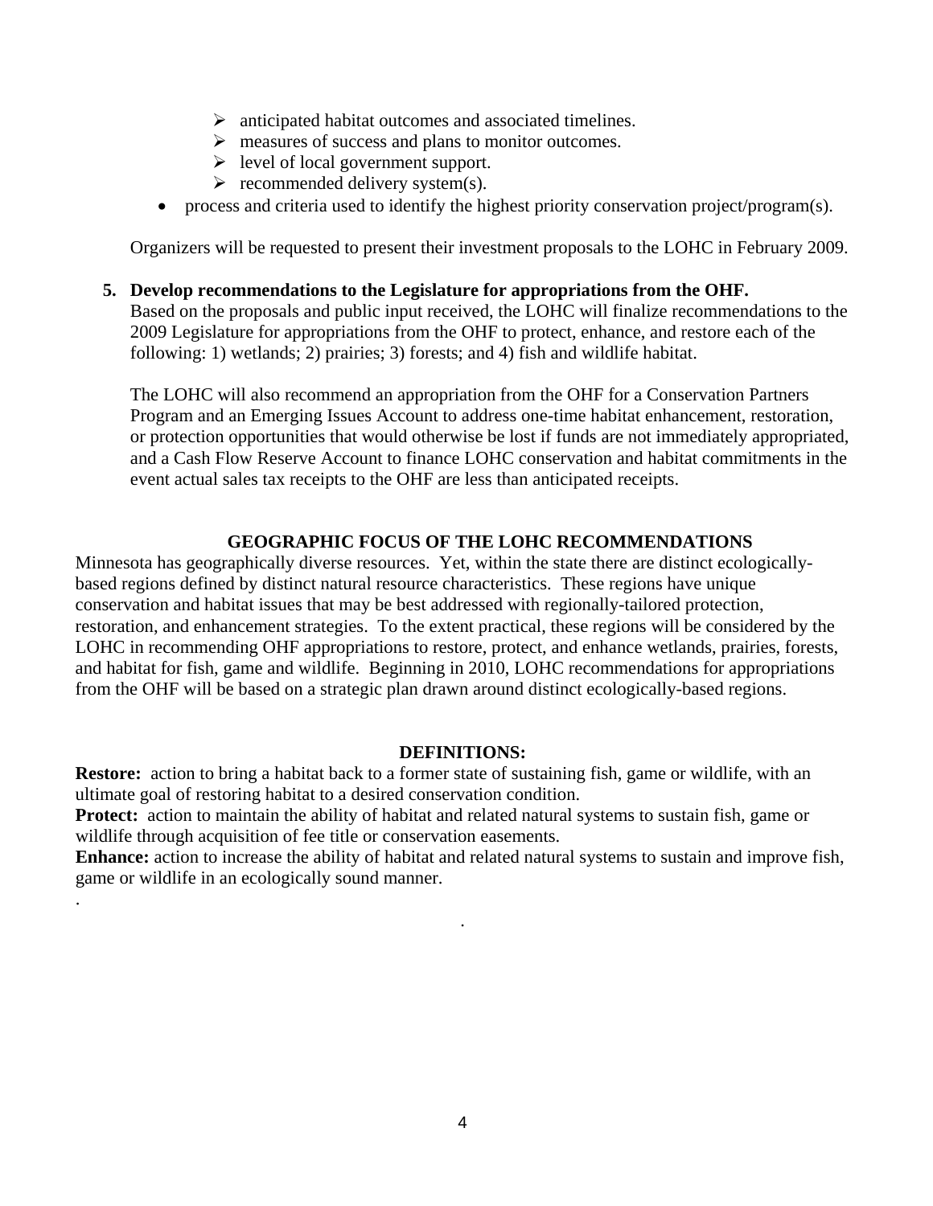- anticipated habitat outcomes and associated timelines.
    - measures of success and plans to monitor outcomes.
    - level of local government support.
    - recommended delivery system(s).
- process and criteria used to identify the highest priority conservation project/program(s).

Organizers will be requested to present their investment proposals to the LOHC in February 2009.

5. **Develop recommendations to the Legislature for appropriations from the OHF.**
   Based on the proposals and public input received, the LOHC will finalize recommendations to the 2009 Legislature for appropriations from the OHF to protect, enhance, and restore each of the following: 1) wetlands; 2) prairies; 3) forests; and 4) fish and wildlife habitat.

   The LOHC will also recommend an appropriation from the OHF for a Conservation Partners Program and an Emerging Issues Account to address one-time habitat enhancement, restoration, or protection opportunities that would otherwise be lost if funds are not immediately appropriated, and a Cash Flow Reserve Account to finance LOHC conservation and habitat commitments in the event actual sales tax receipts to the OHF are less than anticipated receipts.

## GEOGRAPHIC FOCUS OF THE LOHC RECOMMENDATIONS

Minnesota has geographically diverse resources. Yet, within the state there are distinct ecologically-based regions defined by distinct natural resource characteristics. These regions have unique conservation and habitat issues that may be best addressed with regionally-tailored protection, restoration, and enhancement strategies. To the extent practical, these regions will be considered by the LOHC in recommending OHF appropriations to restore, protect, and enhance wetlands, prairies, forests, and habitat for fish, game and wildlife. Beginning in 2010, LOHC recommendations for appropriations from the OHF will be based on a strategic plan drawn around distinct ecologically-based regions.

## DEFINITIONS:

**Restore:** action to bring a habitat back to a former state of sustaining fish, game or wildlife, with an ultimate goal of restoring habitat to a desired conservation condition.
**Protect:** action to maintain the ability of habitat and related natural systems to sustain fish, game or wildlife through acquisition of fee title or conservation easements.
**Enhance:** action to increase the ability of habitat and related natural systems to sustain and improve fish, game or wildlife in an ecologically sound manner.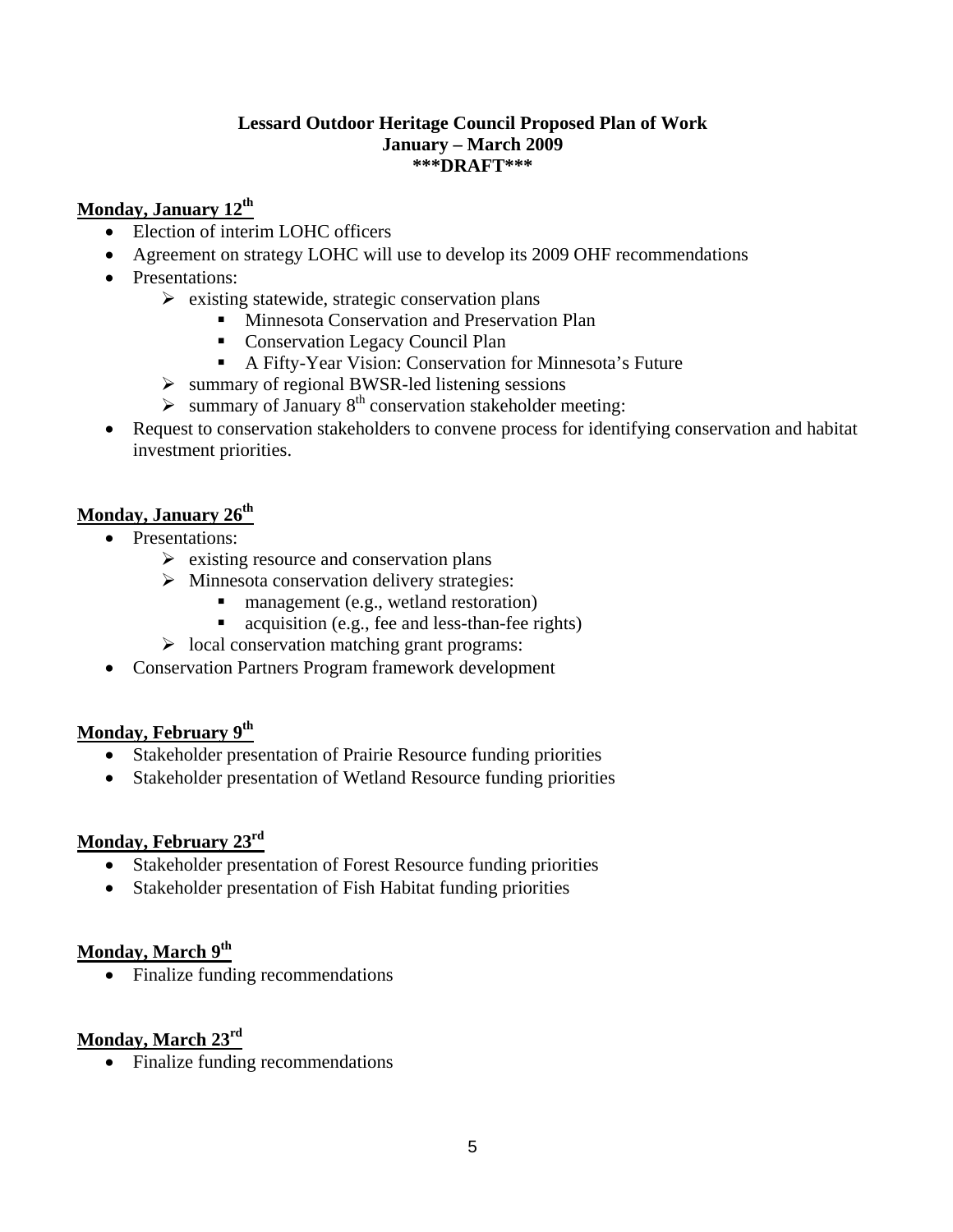**Lessard Outdoor Heritage Council Proposed Plan of Work**
**January – March 2009**
**\*\*\*DRAFT\*\*\***

## Monday, January 12th

- Election of interim LOHC officers
- Agreement on strategy LOHC will use to develop its 2009 OHF recommendations
- Presentations:
  - existing statewide, strategic conservation plans
    - Minnesota Conservation and Preservation Plan
    - Conservation Legacy Council Plan
    - A Fifty-Year Vision: Conservation for Minnesota's Future
  - summary of regional BWSR-led listening sessions
  - summary of January 8th conservation stakeholder meeting:
- Request to conservation stakeholders to convene process for identifying conservation and habitat investment priorities.

## Monday, January 26th

- Presentations:
  - existing resource and conservation plans
  - Minnesota conservation delivery strategies:
    - management (e.g., wetland restoration)
    - acquisition (e.g., fee and less-than-fee rights)
  - local conservation matching grant programs:
- Conservation Partners Program framework development

## Monday, February 9th

- Stakeholder presentation of Prairie Resource funding priorities
- Stakeholder presentation of Wetland Resource funding priorities

## Monday, February 23rd

- Stakeholder presentation of Forest Resource funding priorities
- Stakeholder presentation of Fish Habitat funding priorities

## Monday, March 9th

- Finalize funding recommendations

## Monday, March 23rd

- Finalize funding recommendations